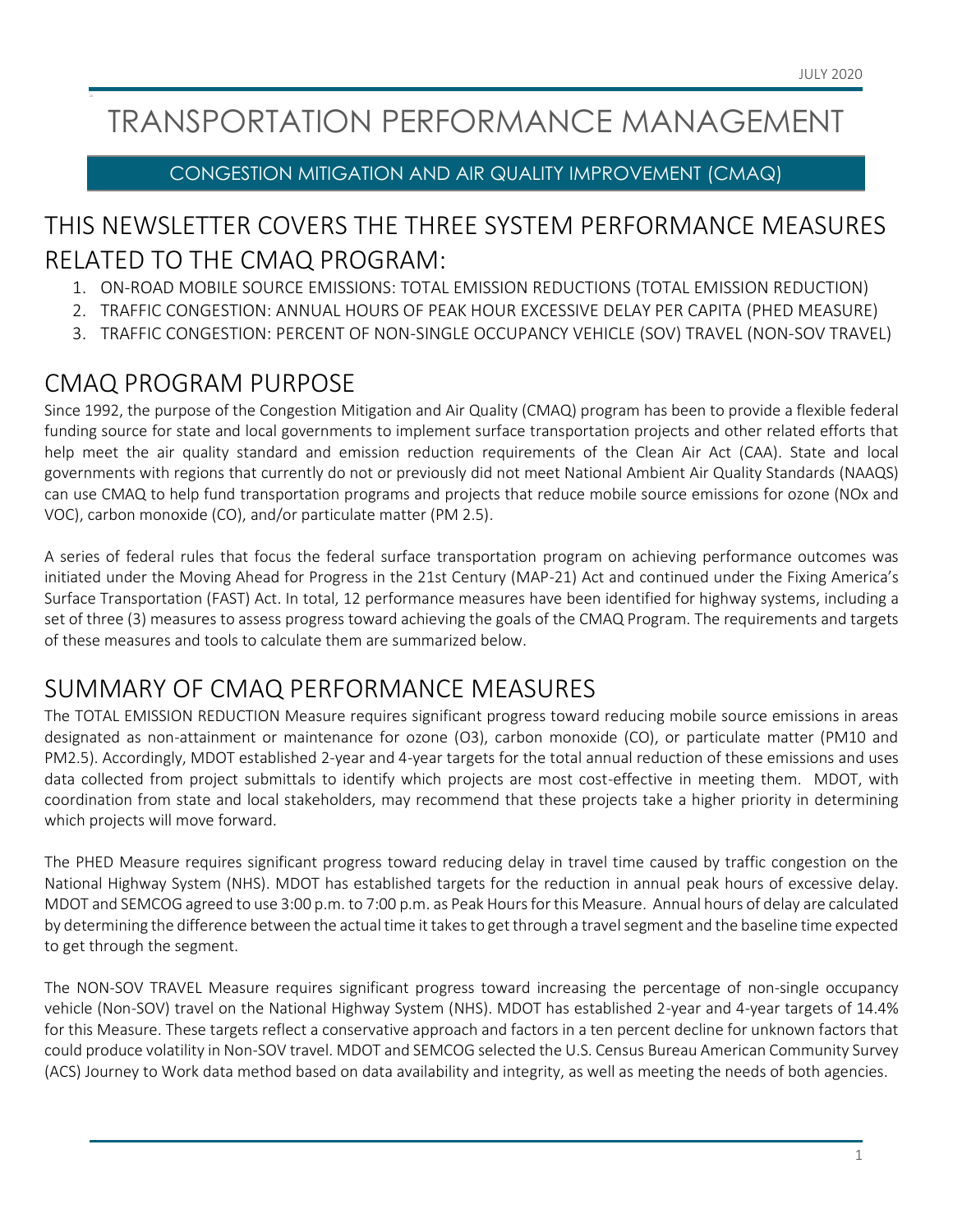# TRANSPORTATION PERFORMANCE MANAGEMENT

## CONGESTION MITIGATION AND AIR QUALITY IMPROVEMENT (CMAQ)

## THIS NEWSLETTER COVERS THE THREE SYSTEM PERFORMANCE MEASURES RELATED TO THE CMAQ PROGRAM:

1. ON-ROAD MOBILE SOURCE EMISSIONS: TOTAL EMISSION REDUCTIONS (TOTAL EMISSION REDUCTION)
2. TRAFFIC CONGESTION: ANNUAL HOURS OF PEAK HOUR EXCESSIVE DELAY PER CAPITA (PHED MEASURE)
3. TRAFFIC CONGESTION: PERCENT OF NON-SINGLE OCCUPANCY VEHICLE (SOV) TRAVEL (NON-SOV TRAVEL)

## CMAQ PROGRAM PURPOSE

Since 1992, the purpose of the Congestion Mitigation and Air Quality (CMAQ) program has been to provide a flexible federal funding source for state and local governments to implement surface transportation projects and other related efforts that help meet the air quality standard and emission reduction requirements of the Clean Air Act (CAA). State and local governments with regions that currently do not or previously did not meet National Ambient Air Quality Standards (NAAQS) can use CMAQ to help fund transportation programs and projects that reduce mobile source emissions for ozone ($NO_x$ and VOC), carbon monoxide (CO), and/or particulate matter (PM 2.5).

A series of federal rules that focus the federal surface transportation program on achieving performance outcomes was initiated under the Moving Ahead for Progress in the 21st Century (MAP-21) Act and continued under the Fixing America's Surface Transportation (FAST) Act. In total, 12 performance measures have been identified for highway systems, including a set of three (3) measures to assess progress toward achieving the goals of the CMAQ Program. The requirements and targets of these measures and tools to calculate them are summarized below.

## SUMMARY OF CMAQ PERFORMANCE MEASURES

The TOTAL EMISSION REDUCTION Measure requires significant progress toward reducing mobile source emissions in areas designated as non-attainment or maintenance for ozone ($O_3$), carbon monoxide (CO), or particulate matter ($PM_{10}$ and $PM_{2.5}$). Accordingly, MDOT established 2-year and 4-year targets for the total annual reduction of these emissions and uses data collected from project submittals to identify which projects are most cost-effective in meeting them. MDOT, with coordination from state and local stakeholders, may recommend that these projects take a higher priority in determining which projects will move forward.

The PHED Measure requires significant progress toward reducing delay in travel time caused by traffic congestion on the National Highway System (NHS). MDOT has established targets for the reduction in annual peak hours of excessive delay. MDOT and SEMCOG agreed to use 3:00 p.m. to 7:00 p.m. as Peak Hours for this Measure. Annual hours of delay are calculated by determining the difference between the actual time it takes to get through a travel segment and the baseline time expected to get through the segment.

The NON-SOV TRAVEL Measure requires significant progress toward increasing the percentage of non-single occupancy vehicle (Non-SOV) travel on the National Highway System (NHS). MDOT has established 2-year and 4-year targets of 14.4% for this Measure. These targets reflect a conservative approach and factors in a ten percent decline for unknown factors that could produce volatility in Non-SOV travel. MDOT and SEMCOG selected the U.S. Census Bureau American Community Survey (ACS) Journey to Work data method based on data availability and integrity, as well as meeting the needs of both agencies.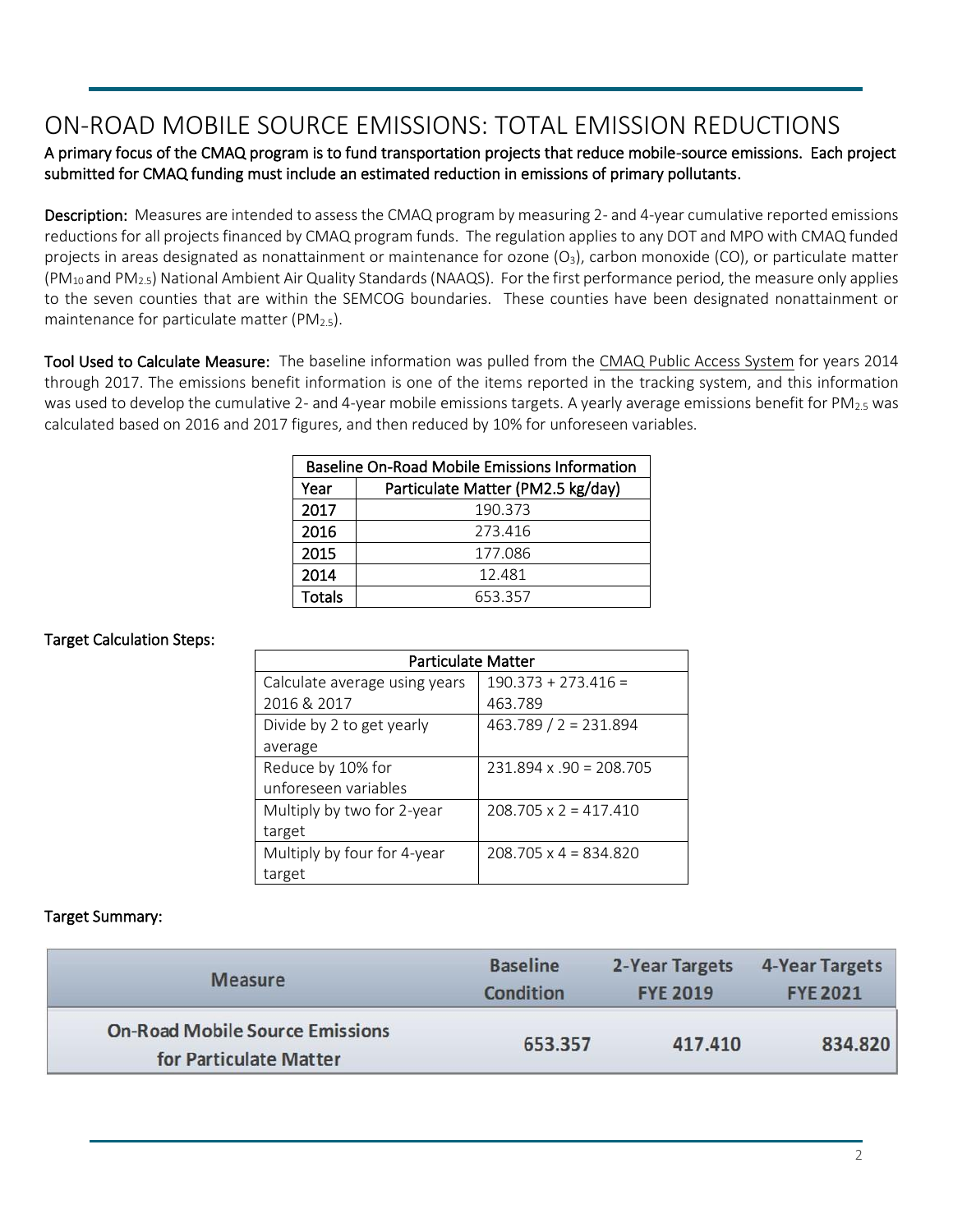# ON-ROAD MOBILE SOURCE EMISSIONS: TOTAL EMISSION REDUCTIONS

**A primary focus of the CMAQ program is to fund transportation projects that reduce mobile-source emissions. Each project submitted for CMAQ funding must include an estimated reduction in emissions of primary pollutants.**

**Description:** Measures are intended to assess the CMAQ program by measuring 2- and 4-year cumulative reported emissions reductions for all projects financed by CMAQ program funds. The regulation applies to any DOT and MPO with CMAQ funded projects in areas designated as nonattainment or maintenance for ozone ($O_3$), carbon monoxide (CO), or particulate matter ($PM_{10}$ and $PM_{2.5}$) National Ambient Air Quality Standards (NAAQS). For the first performance period, the measure only applies to the seven counties that are within the SEMCOG boundaries. These counties have been designated nonattainment or maintenance for particulate matter ($PM_{2.5}$).

**Tool Used to Calculate Measure:** The baseline information was pulled from the CMAQ Public Access System for years 2014 through 2017. The emissions benefit information is one of the items reported in the tracking system, and this information was used to develop the cumulative 2- and 4-year mobile emissions targets. A yearly average emissions benefit for $PM_{2.5}$ was calculated based on 2016 and 2017 figures, and then reduced by 10% for unforeseen variables.

| Baseline On-Road Mobile Emissions Information | |
|---|---|
| **Year** | **Particulate Matter (PM2.5 kg/day)** |
| **2017** | 190.373 |
| **2016** | 273.416 |
| **2015** | 177.086 |
| **2014** | 12.481 |
| **Totals** | 653.357 |

**Target Calculation Steps:**

| Particulate Matter | |
|---|---|
| Calculate average using years 2016 & 2017 | 190.373 + 273.416 = 463.789 |
| Divide by 2 to get yearly average | 463.789 / 2 = 231.894 |
| Reduce by 10% for unforeseen variables | 231.894 x .90 = 208.705 |
| Multiply by two for 2-year target | 208.705 x 2 = 417.410 |
| Multiply by four for 4-year target | 208.705 x 4 = 834.820 |

**Target Summary:**

| Measure | Baseline Condition | 2-Year Targets FYE 2019 | 4-Year Targets FYE 2021 |
|---|---|---|---|
| **On-Road Mobile Source Emissions for Particulate Matter** | **653.357** | **417.410** | **834.820** |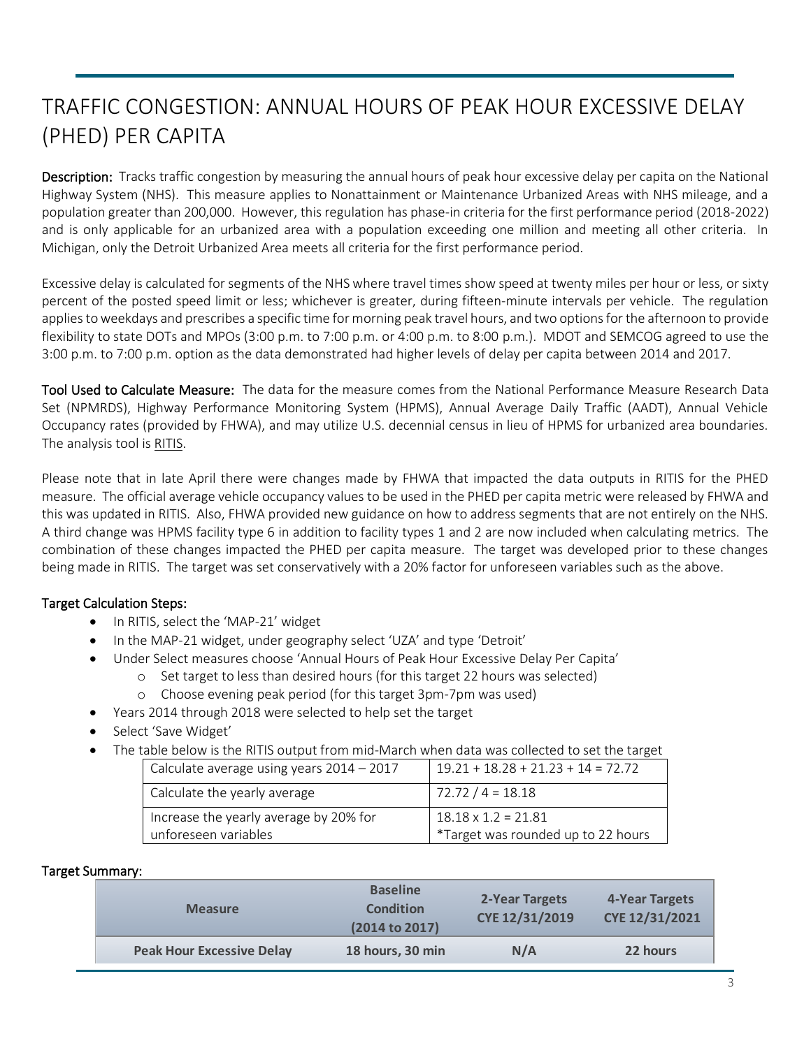# TRAFFIC CONGESTION: ANNUAL HOURS OF PEAK HOUR EXCESSIVE DELAY (PHED) PER CAPITA

**Description:** Tracks traffic congestion by measuring the annual hours of peak hour excessive delay per capita on the National Highway System (NHS). This measure applies to Nonattainment or Maintenance Urbanized Areas with NHS mileage, and a population greater than 200,000. However, this regulation has phase-in criteria for the first performance period (2018-2022) and is only applicable for an urbanized area with a population exceeding one million and meeting all other criteria. In Michigan, only the Detroit Urbanized Area meets all criteria for the first performance period.

Excessive delay is calculated for segments of the NHS where travel times show speed at twenty miles per hour or less, or sixty percent of the posted speed limit or less; whichever is greater, during fifteen-minute intervals per vehicle. The regulation applies to weekdays and prescribes a specific time for morning peak travel hours, and two options for the afternoon to provide flexibility to state DOTs and MPOs (3:00 p.m. to 7:00 p.m. or 4:00 p.m. to 8:00 p.m.). MDOT and SEMCOG agreed to use the 3:00 p.m. to 7:00 p.m. option as the data demonstrated had higher levels of delay per capita between 2014 and 2017.

**Tool Used to Calculate Measure:** The data for the measure comes from the National Performance Measure Research Data Set (NPMRDS), Highway Performance Monitoring System (HPMS), Annual Average Daily Traffic (AADT), Annual Vehicle Occupancy rates (provided by FHWA), and may utilize U.S. decennial census in lieu of HPMS for urbanized area boundaries. The analysis tool is RITIS.

Please note that in late April there were changes made by FHWA that impacted the data outputs in RITIS for the PHED measure. The official average vehicle occupancy values to be used in the PHED per capita metric were released by FHWA and this was updated in RITIS. Also, FHWA provided new guidance on how to address segments that are not entirely on the NHS. A third change was HPMS facility type 6 in addition to facility types 1 and 2 are now included when calculating metrics. The combination of these changes impacted the PHED per capita measure. The target was developed prior to these changes being made in RITIS. The target was set conservatively with a 20% factor for unforeseen variables such as the above.

**Target Calculation Steps:**

- In RITIS, select the 'MAP-21' widget
- In the MAP-21 widget, under geography select 'UZA' and type 'Detroit'
- Under Select measures choose 'Annual Hours of Peak Hour Excessive Delay Per Capita'
  - Set target to less than desired hours (for this target 22 hours was selected)
  - Choose evening peak period (for this target 3pm-7pm was used)
- Years 2014 through 2018 were selected to help set the target
- Select 'Save Widget'
- The table below is the RITIS output from mid-March when data was collected to set the target

| | |
|---|---|
| Calculate average using years 2014 – 2017 | 19.21 + 18.28 + 21.23 + 14 = 72.72 |
| Calculate the yearly average | 72.72 / 4 = 18.18 |
| Increase the yearly average by 20% for unforeseen variables | 18.18 x 1.2 = 21.81<br>*Target was rounded up to 22 hours |

**Target Summary:**

| Measure | Baseline Condition (2014 to 2017) | 2-Year Targets CYE 12/31/2019 | 4-Year Targets CYE 12/31/2021 |
|---|---|---|---|
| Peak Hour Excessive Delay | 18 hours, 30 min | N/A | 22 hours |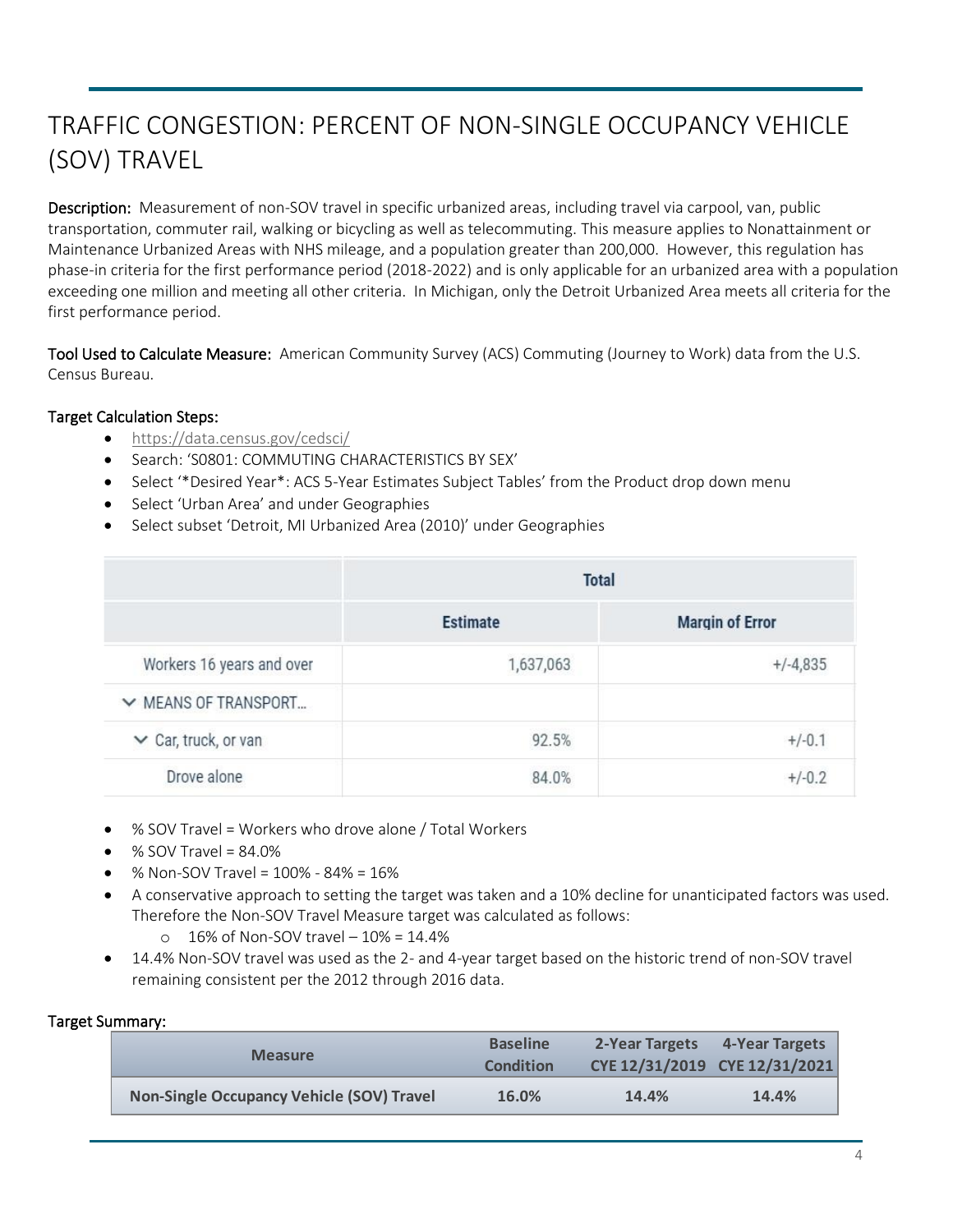# TRAFFIC CONGESTION: PERCENT OF NON-SINGLE OCCUPANCY VEHICLE (SOV) TRAVEL

**Description:** Measurement of non-SOV travel in specific urbanized areas, including travel via carpool, van, public transportation, commuter rail, walking or bicycling as well as telecommuting. This measure applies to Nonattainment or Maintenance Urbanized Areas with NHS mileage, and a population greater than 200,000. However, this regulation has phase-in criteria for the first performance period (2018-2022) and is only applicable for an urbanized area with a population exceeding one million and meeting all other criteria. In Michigan, only the Detroit Urbanized Area meets all criteria for the first performance period.

**Tool Used to Calculate Measure:** American Community Survey (ACS) Commuting (Journey to Work) data from the U.S. Census Bureau.

**Target Calculation Steps:**

- https://data.census.gov/cedsci/
- Search: 'S0801: COMMUTING CHARACTERISTICS BY SEX'
- Select '*Desired Year*: ACS 5-Year Estimates Subject Tables' from the Product drop down menu
- Select 'Urban Area' and under Geographies
- Select subset 'Detroit, MI Urbanized Area (2010)' under Geographies

| | Total | |
|---|---|---|
| | Estimate | Margin of Error |
| Workers 16 years and over | 1,637,063 | +/-4,835 |
| MEANS OF TRANSPORT... | | |
| Car, truck, or van | 92.5% | +/-0.1 |
| Drove alone | 84.0% | +/-0.2 |

- % SOV Travel = Workers who drove alone / Total Workers
- % SOV Travel = 84.0%
- % Non-SOV Travel = 100% - 84% = 16%
- A conservative approach to setting the target was taken and a 10% decline for unanticipated factors was used. Therefore the Non-SOV Travel Measure target was calculated as follows:
  - 16% of Non-SOV travel – 10% = 14.4%
- 14.4% Non-SOV travel was used as the 2- and 4-year target based on the historic trend of non-SOV travel remaining consistent per the 2012 through 2016 data.

**Target Summary:**

| Measure | Baseline Condition | 2-Year Targets CYE 12/31/2019 | 4-Year Targets CYE 12/31/2021 |
|---|---|---|---|
| **Non-Single Occupancy Vehicle (SOV) Travel** | **16.0%** | **14.4%** | **14.4%** |